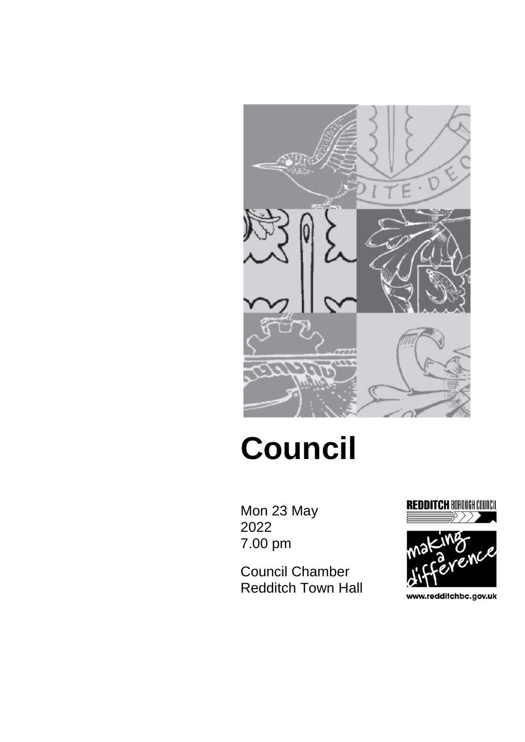# Council

Mon 23 May 2022
7.00 pm

Council Chamber
Redditch Town Hall

REDDITCH BOROUGH COUNCIL

making a difference

www.redditchbc.gov.uk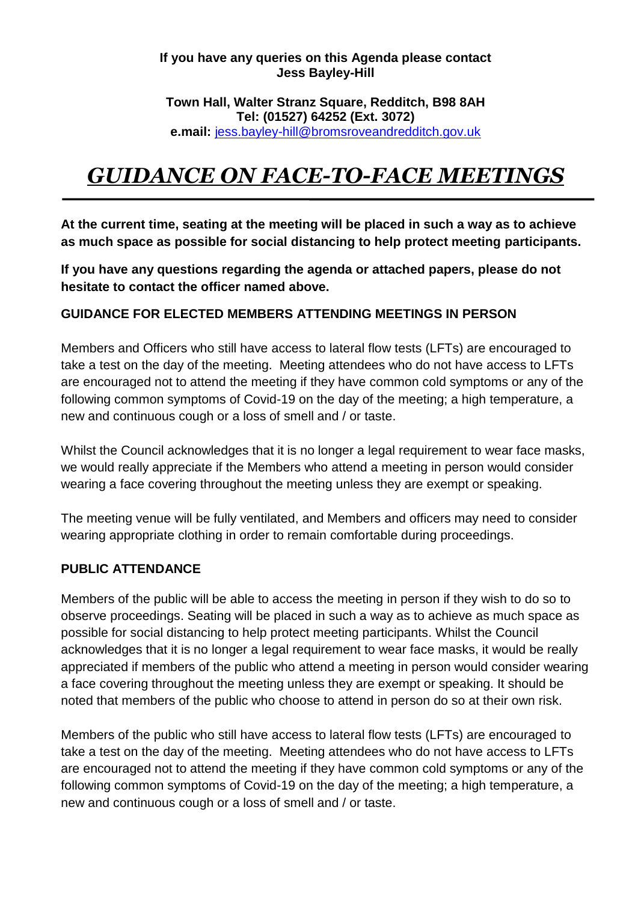**If you have any queries on this Agenda please contact**
**Jess Bayley-Hill**

**Town Hall, Walter Stranz Square, Redditch, B98 8AH**
**Tel: (01527) 64252 (Ext. 3072)**
**e.mail:** jess.bayley-hill@bromsroveandredditch.gov.uk

# ***GUIDANCE ON FACE-TO-FACE MEETINGS***

**At the current time, seating at the meeting will be placed in such a way as to achieve as much space as possible for social distancing to help protect meeting participants.**

**If you have any questions regarding the agenda or attached papers, please do not hesitate to contact the officer named above.**

## GUIDANCE FOR ELECTED MEMBERS ATTENDING MEETINGS IN PERSON

Members and Officers who still have access to lateral flow tests (LFTs) are encouraged to take a test on the day of the meeting. Meeting attendees who do not have access to LFTs are encouraged not to attend the meeting if they have common cold symptoms or any of the following common symptoms of Covid-19 on the day of the meeting; a high temperature, a new and continuous cough or a loss of smell and / or taste.

Whilst the Council acknowledges that it is no longer a legal requirement to wear face masks, we would really appreciate if the Members who attend a meeting in person would consider wearing a face covering throughout the meeting unless they are exempt or speaking.

The meeting venue will be fully ventilated, and Members and officers may need to consider wearing appropriate clothing in order to remain comfortable during proceedings.

## PUBLIC ATTENDANCE

Members of the public will be able to access the meeting in person if they wish to do so to observe proceedings. Seating will be placed in such a way as to achieve as much space as possible for social distancing to help protect meeting participants. Whilst the Council acknowledges that it is no longer a legal requirement to wear face masks, it would be really appreciated if members of the public who attend a meeting in person would consider wearing a face covering throughout the meeting unless they are exempt or speaking. It should be noted that members of the public who choose to attend in person do so at their own risk.

Members of the public who still have access to lateral flow tests (LFTs) are encouraged to take a test on the day of the meeting. Meeting attendees who do not have access to LFTs are encouraged not to attend the meeting if they have common cold symptoms or any of the following common symptoms of Covid-19 on the day of the meeting; a high temperature, a new and continuous cough or a loss of smell and / or taste.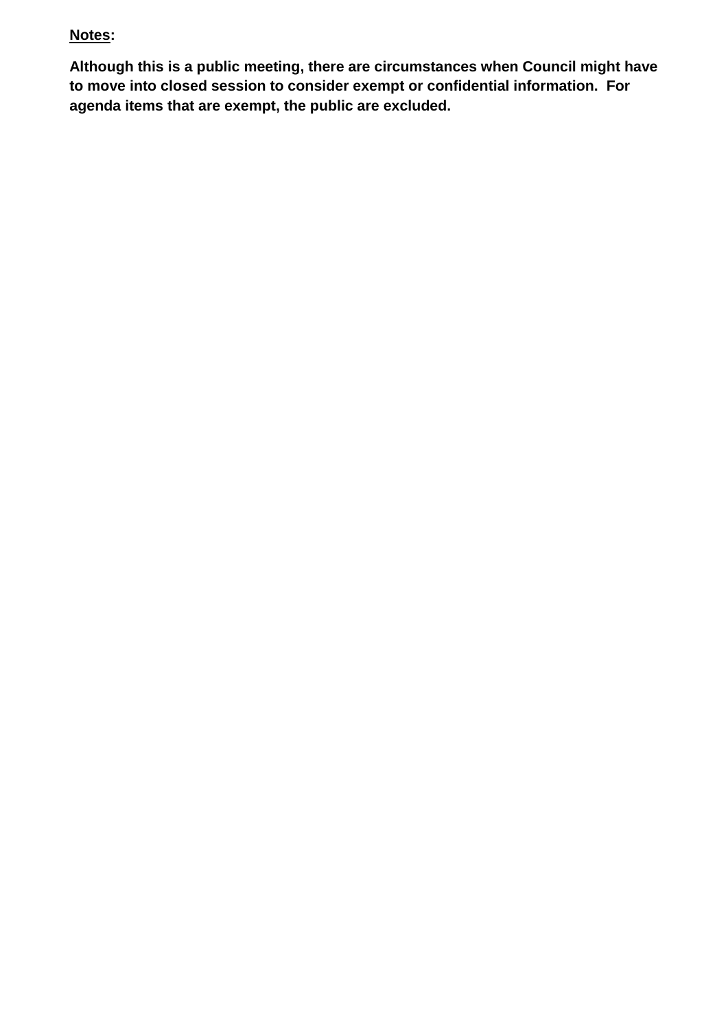**<u>Notes</u>:**

**Although this is a public meeting, there are circumstances when Council might have to move into closed session to consider exempt or confidential information. For agenda items that are exempt, the public are excluded.**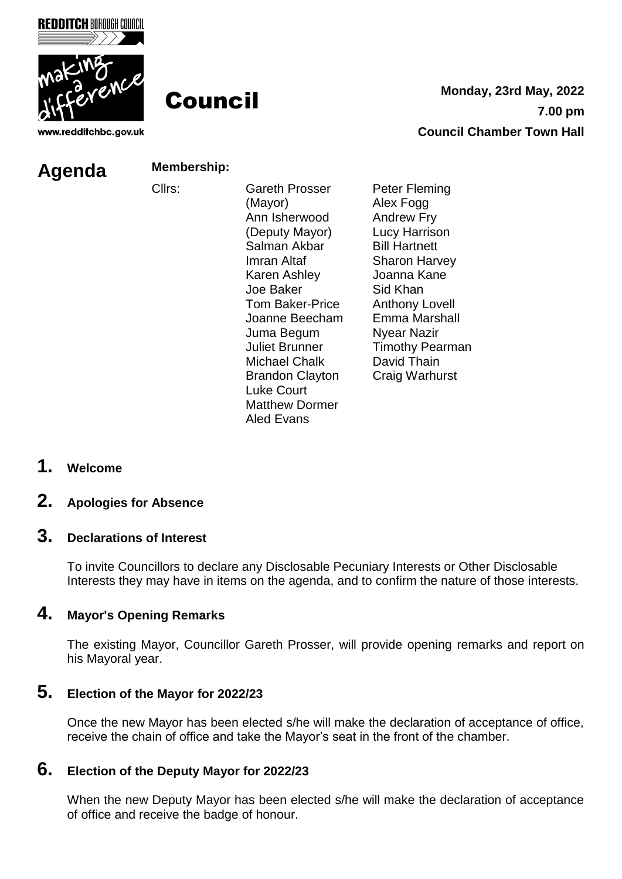REDDITCH BOROUGH COUNCIL

www.redditchbc.gov.uk

# Council

**Monday, 23rd May, 2022**

**7.00 pm**

**Council Chamber Town Hall**

# Agenda

**Membership:**

Cllrs:

Gareth Prosser (Mayor)
Ann Isherwood (Deputy Mayor)
Salman Akbar
Imran Altaf
Karen Ashley
Joe Baker
Tom Baker-Price
Joanne Beecham
Juma Begum
Juliet Brunner
Michael Chalk
Brandon Clayton
Luke Court
Matthew Dormer
Aled Evans
Peter Fleming
Alex Fogg
Andrew Fry
Lucy Harrison
Bill Hartnett
Sharon Harvey
Joanna Kane
Sid Khan
Anthony Lovell
Emma Marshall
Nyear Nazir
Timothy Pearman
David Thain
Craig Warhurst

## 1. Welcome

## 2. Apologies for Absence

## 3. Declarations of Interest

To invite Councillors to declare any Disclosable Pecuniary Interests or Other Disclosable Interests they may have in items on the agenda, and to confirm the nature of those interests.

## 4. Mayor's Opening Remarks

The existing Mayor, Councillor Gareth Prosser, will provide opening remarks and report on his Mayoral year.

## 5. Election of the Mayor for 2022/23

Once the new Mayor has been elected s/he will make the declaration of acceptance of office, receive the chain of office and take the Mayor's seat in the front of the chamber.

## 6. Election of the Deputy Mayor for 2022/23

When the new Deputy Mayor has been elected s/he will make the declaration of acceptance of office and receive the badge of honour.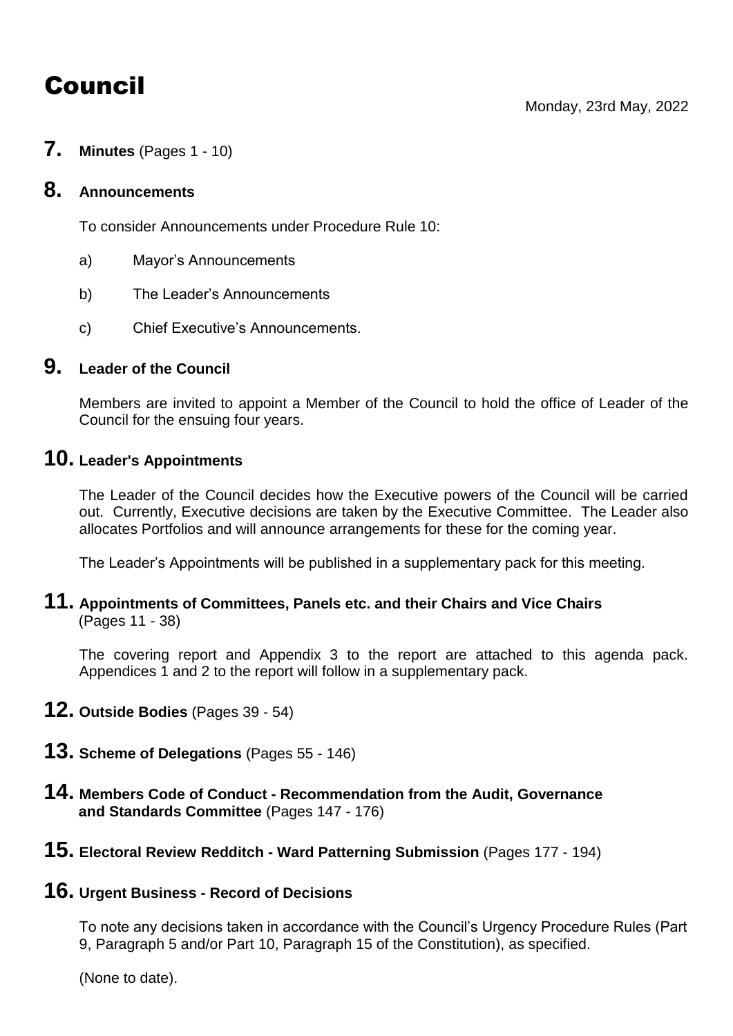# Council

Monday, 23rd May, 2022

## 7. **Minutes** (Pages 1 - 10)

## 8. **Announcements**

To consider Announcements under Procedure Rule 10:

a) Mayor's Announcements

b) The Leader's Announcements

c) Chief Executive's Announcements.

## 9. **Leader of the Council**

Members are invited to appoint a Member of the Council to hold the office of Leader of the Council for the ensuing four years.

## 10. **Leader's Appointments**

The Leader of the Council decides how the Executive powers of the Council will be carried out. Currently, Executive decisions are taken by the Executive Committee. The Leader also allocates Portfolios and will announce arrangements for these for the coming year.

The Leader's Appointments will be published in a supplementary pack for this meeting.

## 11. **Appointments of Committees, Panels etc. and their Chairs and Vice Chairs** (Pages 11 - 38)

The covering report and Appendix 3 to the report are attached to this agenda pack. Appendices 1 and 2 to the report will follow in a supplementary pack.

## 12. **Outside Bodies** (Pages 39 - 54)

## 13. **Scheme of Delegations** (Pages 55 - 146)

## 14. **Members Code of Conduct - Recommendation from the Audit, Governance and Standards Committee** (Pages 147 - 176)

## 15. **Electoral Review Redditch - Ward Patterning Submission** (Pages 177 - 194)

## 16. **Urgent Business - Record of Decisions**

To note any decisions taken in accordance with the Council's Urgency Procedure Rules (Part 9, Paragraph 5 and/or Part 10, Paragraph 15 of the Constitution), as specified.

(None to date).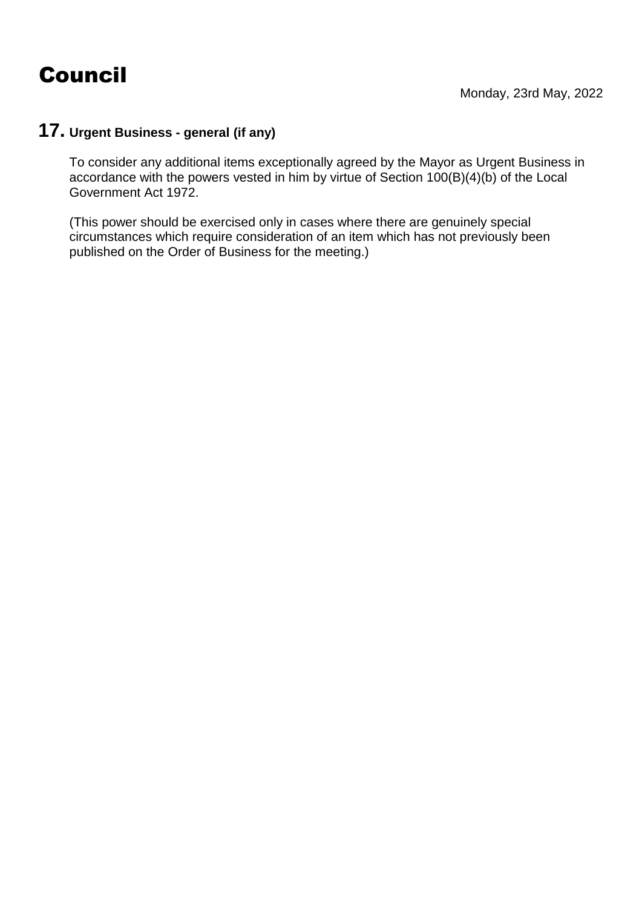# Council

Monday, 23rd May, 2022

## 17. Urgent Business - general (if any)

To consider any additional items exceptionally agreed by the Mayor as Urgent Business in accordance with the powers vested in him by virtue of Section 100(B)(4)(b) of the Local Government Act 1972.

(This power should be exercised only in cases where there are genuinely special circumstances which require consideration of an item which has not previously been published on the Order of Business for the meeting.)